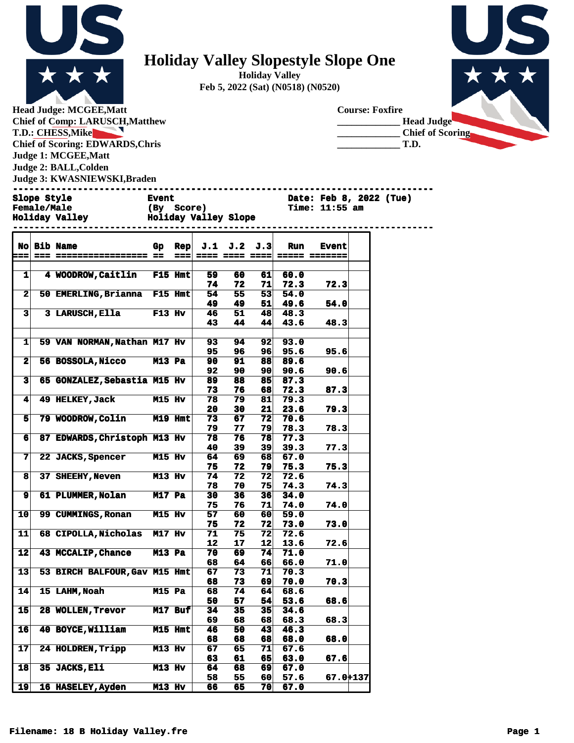# Holiday Valley Slopestyle Slope One

**Holiday Valley**
**Feb 5, 2022 (Sat) (N0518) (N0520)**

**Head Judge: MCGEE,Matt**
**Chief of Comp: LARUSCH,Matthew**
**T.D.: CHESS,Mike**
**Chief of Scoring: EDWARDS,Chris**
**Judge 1: MCGEE,Matt**
**Judge 2: BALL,Colden**
**Judge 3: KWASNIEWSKI,Braden**

**Course: Foxfire**
____________ Head Judge
____________ Chief of Scoring
____________ T.D.

```
Slope Style              Event                     Date: Feb 8, 2022 (Tue)
Female/Male              (By  Score)               Time: 11:55 am
Holiday Valley           Holiday Valley Slope
```

| No | Bib | Name | Gp | Rep | J.1 | J.2 | J.3 | Run | Event | |
|---|---|---|---|---|---|---|---|---|---|---|
| 1 | 4 | WOODROW,Caitlin | F15 | Hmt | 59 | 60 | 61 | 60.0 | | |
| | | | | | 74 | 72 | 71 | 72.3 | 72.3 | |
| 2 | 50 | EMERLING,Brianna | F15 | Hmt | 54 | 55 | 53 | 54.0 | | |
| | | | | | 49 | 49 | 51 | 49.6 | 54.0 | |
| 3 | 3 | LARUSCH,Ella | F13 | Hv | 46 | 51 | 48 | 48.3 | | |
| | | | | | 43 | 44 | 44 | 43.6 | 48.3 | |
| | | | | | | | | | | |
| 1 | 59 | VAN NORMAN,Nathan | M17 | Hv | 93 | 94 | 92 | 93.0 | | |
| | | | | | 95 | 96 | 96 | 95.6 | 95.6 | |
| 2 | 56 | BOSSOLA,Nicco | M13 | Pa | 90 | 91 | 88 | 89.6 | | |
| | | | | | 92 | 90 | 90 | 90.6 | 90.6 | |
| 3 | 65 | GONZALEZ,Sebastia | M15 | Hv | 89 | 88 | 85 | 87.3 | | |
| | | | | | 73 | 76 | 68 | 72.3 | 87.3 | |
| 4 | 49 | HELKEY,Jack | M15 | Hv | 78 | 79 | 81 | 79.3 | | |
| | | | | | 20 | 30 | 21 | 23.6 | 79.3 | |
| 5 | 79 | WOODROW,Colin | M19 | Hmt | 73 | 67 | 72 | 70.6 | | |
| | | | | | 79 | 77 | 79 | 78.3 | 78.3 | |
| 6 | 87 | EDWARDS,Christoph | M13 | Hv | 78 | 76 | 78 | 77.3 | | |
| | | | | | 40 | 39 | 39 | 39.3 | 77.3 | |
| 7 | 22 | JACKS,Spencer | M15 | Hv | 64 | 69 | 68 | 67.0 | | |
| | | | | | 75 | 72 | 79 | 75.3 | 75.3 | |
| 8 | 37 | SHEEHY,Neven | M13 | Hv | 74 | 72 | 72 | 72.6 | | |
| | | | | | 78 | 70 | 75 | 74.3 | 74.3 | |
| 9 | 61 | PLUMMER,Nolan | M17 | Pa | 30 | 36 | 36 | 34.0 | | |
| | | | | | 75 | 76 | 71 | 74.0 | 74.0 | |
| 10 | 99 | CUMMINGS,Ronan | M15 | Hv | 57 | 60 | 60 | 59.0 | | |
| | | | | | 75 | 72 | 72 | 73.0 | 73.0 | |
| 11 | 68 | CIPOLLA,Nicholas | M17 | Hv | 71 | 75 | 72 | 72.6 | | |
| | | | | | 12 | 17 | 12 | 13.6 | 72.6 | |
| 12 | 43 | MCCALIP,Chance | M13 | Pa | 70 | 69 | 74 | 71.0 | | |
| | | | | | 68 | 64 | 66 | 66.0 | 71.0 | |
| 13 | 53 | BIRCH BALFOUR,Gav | M15 | Hmt | 67 | 73 | 71 | 70.3 | | |
| | | | | | 68 | 73 | 69 | 70.0 | 70.3 | |
| 14 | 15 | LAHM,Noah | M15 | Pa | 68 | 74 | 64 | 68.6 | | |
| | | | | | 50 | 57 | 54 | 53.6 | 68.6 | |
| 15 | 28 | WOLLEN,Trevor | M17 | Buf | 34 | 35 | 35 | 34.6 | | |
| | | | | | 69 | 68 | 68 | 68.3 | 68.3 | |
| 16 | 40 | BOYCE,William | M15 | Hmt | 46 | 50 | 43 | 46.3 | | |
| | | | | | 68 | 68 | 68 | 68.0 | 68.0 | |
| 17 | 24 | HOLDREN,Tripp | M13 | Hv | 67 | 65 | 71 | 67.6 | | |
| | | | | | 63 | 61 | 65 | 63.0 | 67.6 | |
| 18 | 35 | JACKS,Eli | M13 | Hv | 64 | 68 | 69 | 67.0 | | |
| | | | | | 58 | 55 | 60 | 57.6 | 67.0 | +137 |
| 19 | 16 | HASELEY,Ayden | M13 | Hv | 66 | 65 | 70 | 67.0 | | |

Filename: 18 B Holiday Valley.fre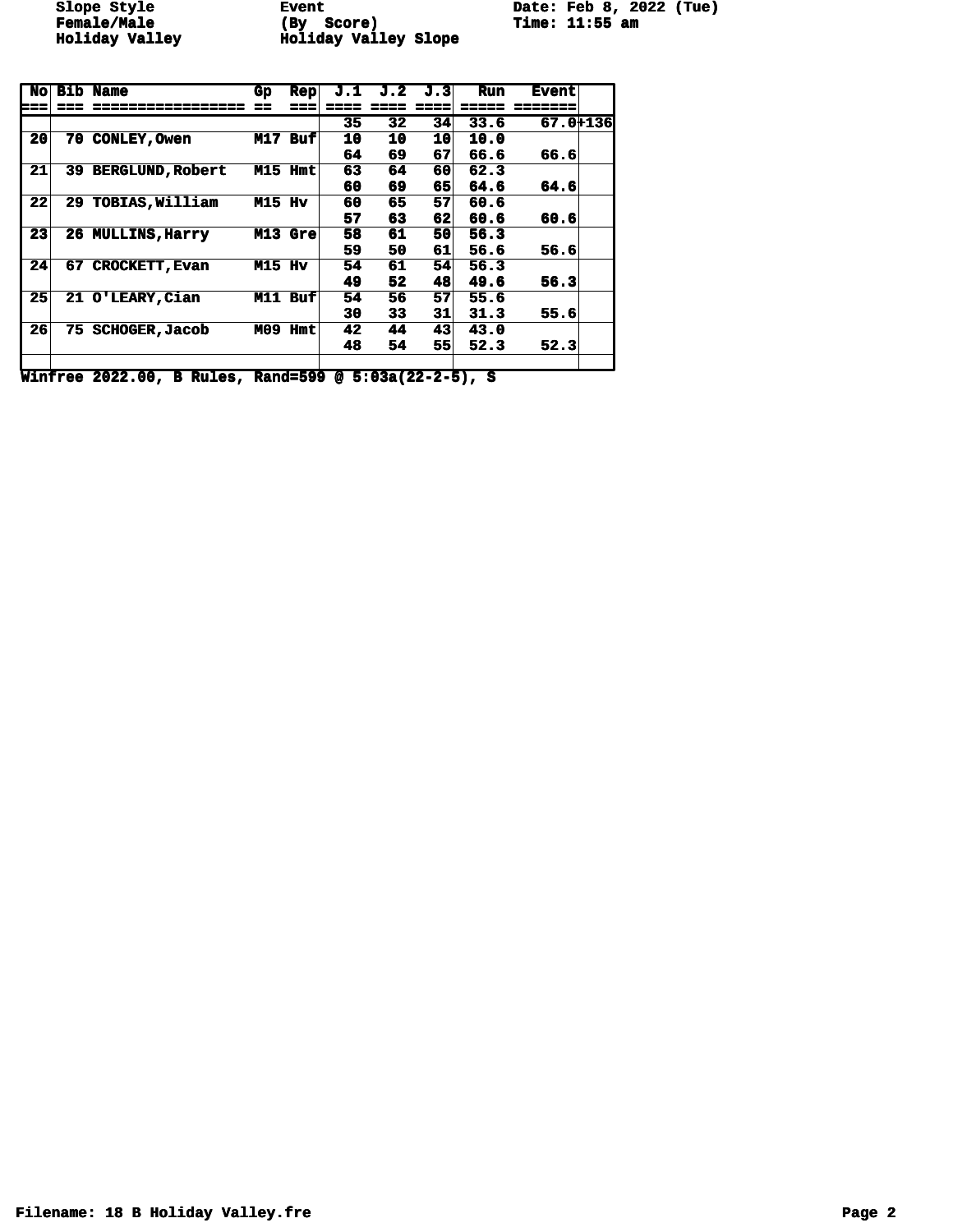Slope Style — Event — Date: Feb 8, 2022 (Tue)
Female/Male — (By Score) — Time: 11:55 am
Holiday Valley — Holiday Valley Slope

| No | Bib | Name | Gp | Rep | J.1 | J.2 | J.3 | Run | Event | |
|---|---|---|---|---|---|---|---|---|---|---|
| | | | | | 35 | 32 | 34 | 33.6 | 67.0 | +136 |
| 20 | 70 | CONLEY,Owen | M17 | Buf | 10 | 10 | 10 | 10.0 | | |
| | | | | | 64 | 69 | 67 | 66.6 | 66.6 | |
| 21 | 39 | BERGLUND,Robert | M15 | Hmt | 63 | 64 | 60 | 62.3 | | |
| | | | | | 60 | 69 | 65 | 64.6 | 64.6 | |
| 22 | 29 | TOBIAS,William | M15 | Hv | 60 | 65 | 57 | 60.6 | | |
| | | | | | 57 | 63 | 62 | 60.6 | 60.6 | |
| 23 | 26 | MULLINS,Harry | M13 | Gre | 58 | 61 | 50 | 56.3 | | |
| | | | | | 59 | 50 | 61 | 56.6 | 56.6 | |
| 24 | 67 | CROCKETT,Evan | M15 | Hv | 54 | 61 | 54 | 56.3 | | |
| | | | | | 49 | 52 | 48 | 49.6 | 56.3 | |
| 25 | 21 | O'LEARY,Cian | M11 | Buf | 54 | 56 | 57 | 55.6 | | |
| | | | | | 30 | 33 | 31 | 31.3 | 55.6 | |
| 26 | 75 | SCHOGER,Jacob | M09 | Hmt | 42 | 44 | 43 | 43.0 | | |
| | | | | | 48 | 54 | 55 | 52.3 | 52.3 | |

Winfree 2022.00, B Rules, Rand=599 @ 5:03a(22-2-5), S

Filename: 18 B Holiday Valley.fre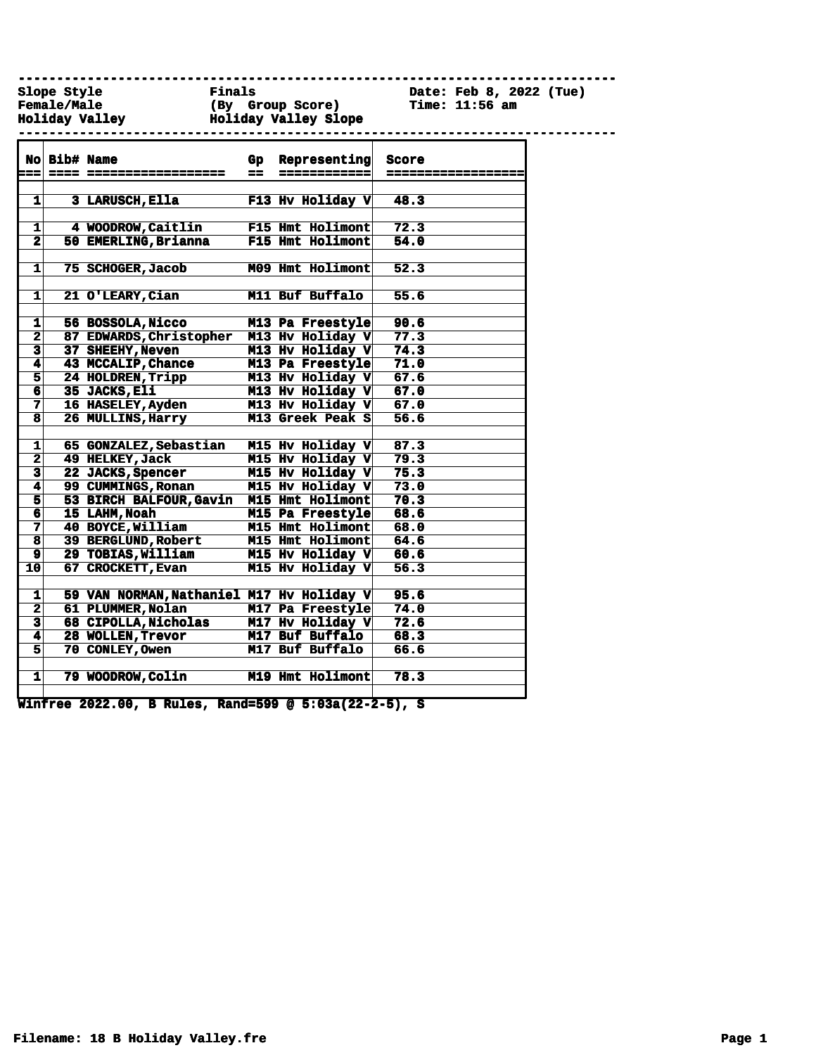Slope Style | Finals | Date: Feb 8, 2022 (Tue)
Female/Male | (By Group Score) | Time: 11:56 am
Holiday Valley | Holiday Valley Slope

| No | Bib# | Name | Gp | Representing | Score |
|---|---|---|---|---|---|
| 1 | 3 | LARUSCH,Ella | F13 | Hv Holiday V | 48.3 |
| 1 | 4 | WOODROW,Caitlin | F15 | Hmt Holimont | 72.3 |
| 2 | 50 | EMERLING,Brianna | F15 | Hmt Holimont | 54.0 |
| 1 | 75 | SCHOGER,Jacob | M09 | Hmt Holimont | 52.3 |
| 1 | 21 | O'LEARY,Cian | M11 | Buf Buffalo | 55.6 |
| 1 | 56 | BOSSOLA,Nicco | M13 | Pa Freestyle | 90.6 |
| 2 | 87 | EDWARDS,Christopher | M13 | Hv Holiday V | 77.3 |
| 3 | 37 | SHEEHY,Neven | M13 | Hv Holiday V | 74.3 |
| 4 | 43 | MCCALIP,Chance | M13 | Pa Freestyle | 71.0 |
| 5 | 24 | HOLDREN,Tripp | M13 | Hv Holiday V | 67.6 |
| 6 | 35 | JACKS,Eli | M13 | Hv Holiday V | 67.0 |
| 7 | 16 | HASELEY,Ayden | M13 | Hv Holiday V | 67.0 |
| 8 | 26 | MULLINS,Harry | M13 | Greek Peak S | 56.6 |
| 1 | 65 | GONZALEZ,Sebastian | M15 | Hv Holiday V | 87.3 |
| 2 | 49 | HELKEY,Jack | M15 | Hv Holiday V | 79.3 |
| 3 | 22 | JACKS,Spencer | M15 | Hv Holiday V | 75.3 |
| 4 | 99 | CUMMINGS,Ronan | M15 | Hv Holiday V | 73.0 |
| 5 | 53 | BIRCH BALFOUR,Gavin | M15 | Hmt Holimont | 70.3 |
| 6 | 15 | LAHM,Noah | M15 | Pa Freestyle | 68.6 |
| 7 | 40 | BOYCE,William | M15 | Hmt Holimont | 68.0 |
| 8 | 39 | BERGLUND,Robert | M15 | Hmt Holimont | 64.6 |
| 9 | 29 | TOBIAS,William | M15 | Hv Holiday V | 60.6 |
| 10 | 67 | CROCKETT,Evan | M15 | Hv Holiday V | 56.3 |
| 1 | 59 | VAN NORMAN,Nathaniel | M17 | Hv Holiday V | 95.6 |
| 2 | 61 | PLUMMER,Nolan | M17 | Pa Freestyle | 74.0 |
| 3 | 68 | CIPOLLA,Nicholas | M17 | Hv Holiday V | 72.6 |
| 4 | 28 | WOLLEN,Trevor | M17 | Buf Buffalo | 68.3 |
| 5 | 70 | CONLEY,Owen | M17 | Buf Buffalo | 66.6 |
| 1 | 79 | WOODROW,Colin | M19 | Hmt Holimont | 78.3 |

Winfree 2022.00, B Rules, Rand=599 @ 5:03a(22-2-5), S

Filename: 18 B Holiday Valley.fre